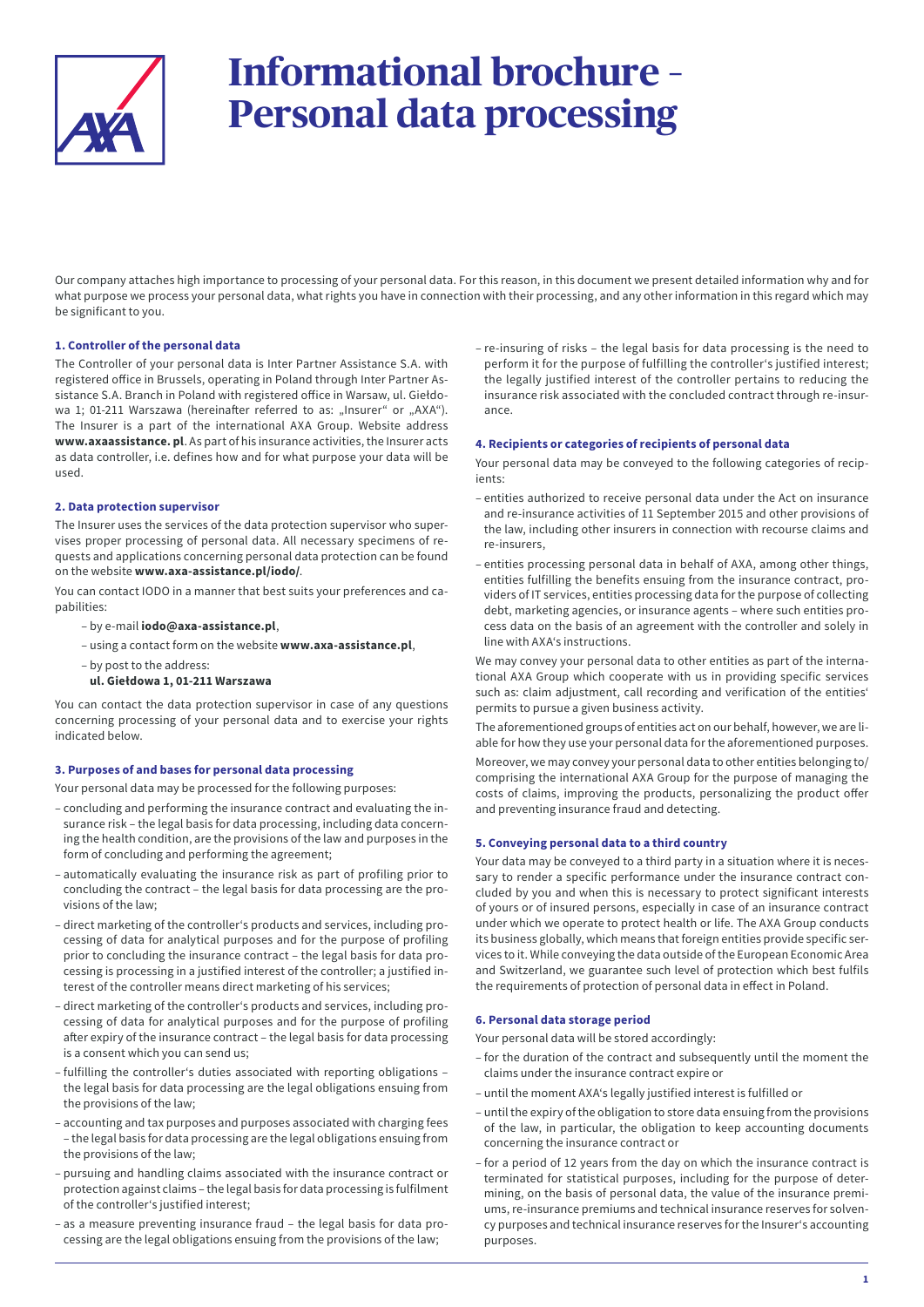# Informational brochure – Personal data processing

Our company attaches high importance to processing of your personal data. For this reason, in this document we present detailed information why and for what purpose we process your personal data, what rights you have in connection with their processing, and any other information in this regard which may be significant to you.

### 1. Controller of the personal data

The Controller of your personal data is Inter Partner Assistance S.A. with registered office in Brussels, operating in Poland through Inter Partner Assistance S.A. Branch in Poland with registered office in Warsaw, ul. Giełdowa 1; 01-211 Warszawa (hereinafter referred to as: „Insurer" or „AXA"). The Insurer is a part of the international AXA Group. Website address **www.axaassistance.pl**. As part of his insurance activities, the Insurer acts as data controller, i.e. defines how and for what purpose your data will be used.

### 2. Data protection supervisor

The Insurer uses the services of the data protection supervisor who supervises proper processing of personal data. All necessary specimens of requests and applications concerning personal data protection can be found on the website **www.axa-assistance.pl/iodo/**.

You can contact IODO in a manner that best suits your preferences and capabilities:

- by e-mail **iodo@axa-assistance.pl**,
- using a contact form on the website **www.axa-assistance.pl**,
- by post to the address:
  **ul. Giełdowa 1, 01-211 Warszawa**

You can contact the data protection supervisor in case of any questions concerning processing of your personal data and to exercise your rights indicated below.

### 3. Purposes of and bases for personal data processing

Your personal data may be processed for the following purposes:

- concluding and performing the insurance contract and evaluating the insurance risk – the legal basis for data processing, including data concerning the health condition, are the provisions of the law and purposes in the form of concluding and performing the agreement;
- automatically evaluating the insurance risk as part of profiling prior to concluding the contract – the legal basis for data processing are the provisions of the law;
- direct marketing of the controller's products and services, including processing of data for analytical purposes and for the purpose of profiling prior to concluding the insurance contract – the legal basis for data processing is processing in a justified interest of the controller; a justified interest of the controller means direct marketing of his services;
- direct marketing of the controller's products and services, including processing of data for analytical purposes and for the purpose of profiling after expiry of the insurance contract – the legal basis for data processing is a consent which you can send us;
- fulfilling the controller's duties associated with reporting obligations – the legal basis for data processing are the legal obligations ensuing from the provisions of the law;
- accounting and tax purposes and purposes associated with charging fees – the legal basis for data processing are the legal obligations ensuing from the provisions of the law;
- pursuing and handling claims associated with the insurance contract or protection against claims – the legal basis for data processing is fulfilment of the controller's justified interest;
- as a measure preventing insurance fraud – the legal basis for data processing are the legal obligations ensuing from the provisions of the law;
- re-insuring of risks – the legal basis for data processing is the need to perform it for the purpose of fulfilling the controller's justified interest; the legally justified interest of the controller pertains to reducing the insurance risk associated with the concluded contract through re-insurance.

### 4. Recipients or categories of recipients of personal data

Your personal data may be conveyed to the following categories of recipients:

- entities authorized to receive personal data under the Act on insurance and re-insurance activities of 11 September 2015 and other provisions of the law, including other insurers in connection with recourse claims and re-insurers,
- entities processing personal data in behalf of AXA, among other things, entities fulfilling the benefits ensuing from the insurance contract, providers of IT services, entities processing data for the purpose of collecting debt, marketing agencies, or insurance agents – where such entities process data on the basis of an agreement with the controller and solely in line with AXA's instructions.

We may convey your personal data to other entities as part of the international AXA Group which cooperate with us in providing specific services such as: claim adjustment, call recording and verification of the entities' permits to pursue a given business activity.

The aforementioned groups of entities act on our behalf, however, we are liable for how they use your personal data for the aforementioned purposes.

Moreover, we may convey your personal data to other entities belonging to/comprising the international AXA Group for the purpose of managing the costs of claims, improving the products, personalizing the product offer and preventing insurance fraud and detecting.

### 5. Conveying personal data to a third country

Your data may be conveyed to a third party in a situation where it is necessary to render a specific performance under the insurance contract concluded by you and when this is necessary to protect significant interests of yours or of insured persons, especially in case of an insurance contract under which we operate to protect health or life. The AXA Group conducts its business globally, which means that foreign entities provide specific services to it. While conveying the data outside of the European Economic Area and Switzerland, we guarantee such level of protection which best fulfils the requirements of protection of personal data in effect in Poland.

### 6. Personal data storage period

Your personal data will be stored accordingly:

- for the duration of the contract and subsequently until the moment the claims under the insurance contract expire or
- until the moment AXA's legally justified interest is fulfilled or
- until the expiry of the obligation to store data ensuing from the provisions of the law, in particular, the obligation to keep accounting documents concerning the insurance contract or
- for a period of 12 years from the day on which the insurance contract is terminated for statistical purposes, including for the purpose of determining, on the basis of personal data, the value of the insurance premiums, re-insurance premiums and technical insurance reserves for solvency purposes and technical insurance reserves for the Insurer's accounting purposes.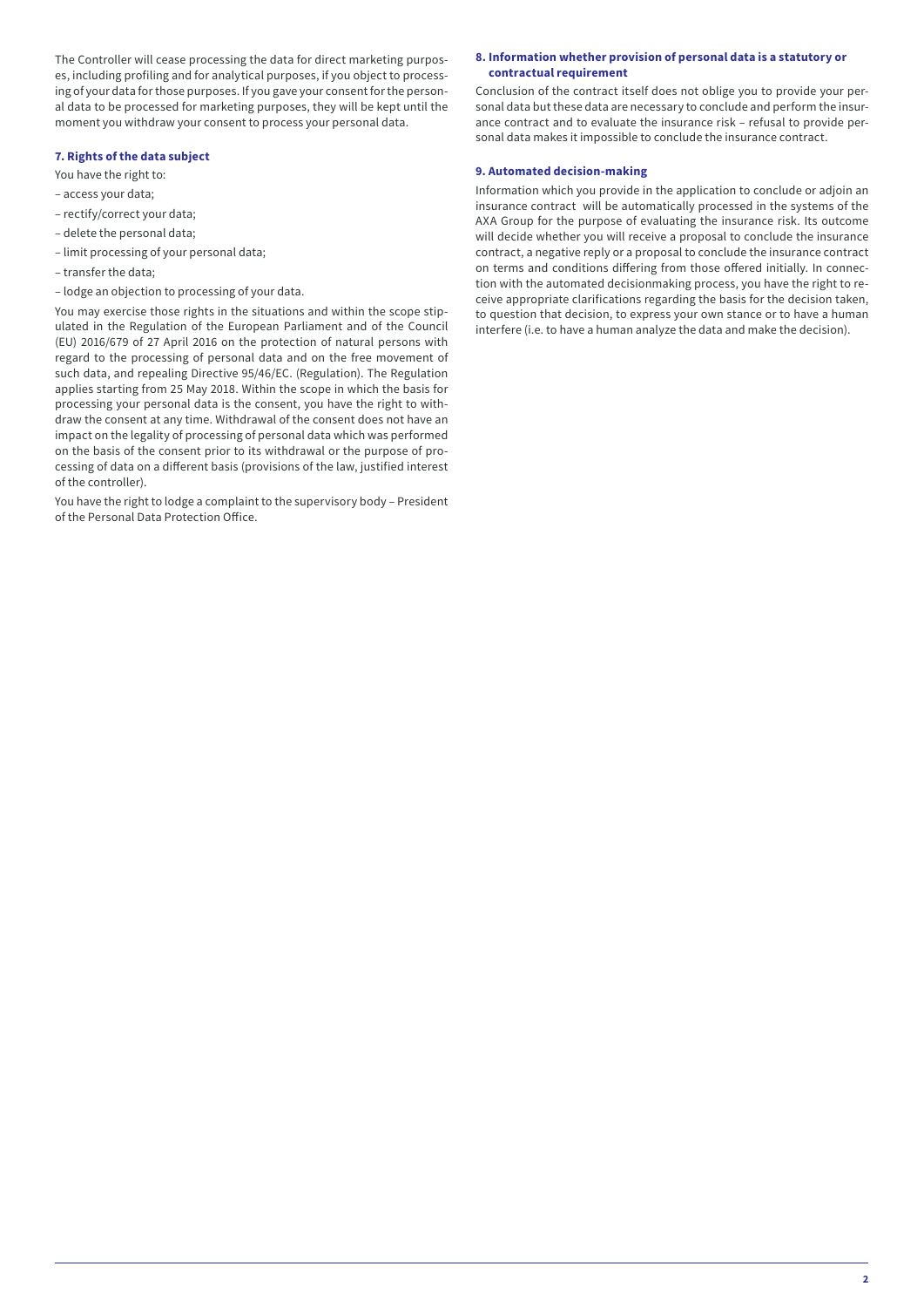The Controller will cease processing the data for direct marketing purposes, including profiling and for analytical purposes, if you object to processing of your data for those purposes. If you gave your consent for the personal data to be processed for marketing purposes, they will be kept until the moment you withdraw your consent to process your personal data.

### 7. Rights of the data subject

You have the right to:

- access your data;
- rectify/correct your data;
- delete the personal data;
- limit processing of your personal data;
- transfer the data;
- lodge an objection to processing of your data.

You may exercise those rights in the situations and within the scope stipulated in the Regulation of the European Parliament and of the Council (EU) 2016/679 of 27 April 2016 on the protection of natural persons with regard to the processing of personal data and on the free movement of such data, and repealing Directive 95/46/EC. (Regulation). The Regulation applies starting from 25 May 2018. Within the scope in which the basis for processing your personal data is the consent, you have the right to withdraw the consent at any time. Withdrawal of the consent does not have an impact on the legality of processing of personal data which was performed on the basis of the consent prior to its withdrawal or the purpose of processing of data on a different basis (provisions of the law, justified interest of the controller).

You have the right to lodge a complaint to the supervisory body – President of the Personal Data Protection Office.

### 8. Information whether provision of personal data is a statutory or contractual requirement

Conclusion of the contract itself does not oblige you to provide your personal data but these data are necessary to conclude and perform the insurance contract and to evaluate the insurance risk – refusal to provide personal data makes it impossible to conclude the insurance contract.

### 9. Automated decision-making

Information which you provide in the application to conclude or adjoin an insurance contract will be automatically processed in the systems of the AXA Group for the purpose of evaluating the insurance risk. Its outcome will decide whether you will receive a proposal to conclude the insurance contract, a negative reply or a proposal to conclude the insurance contract on terms and conditions differing from those offered initially. In connection with the automated decisionmaking process, you have the right to receive appropriate clarifications regarding the basis for the decision taken, to question that decision, to express your own stance or to have a human interfere (i.e. to have a human analyze the data and make the decision).